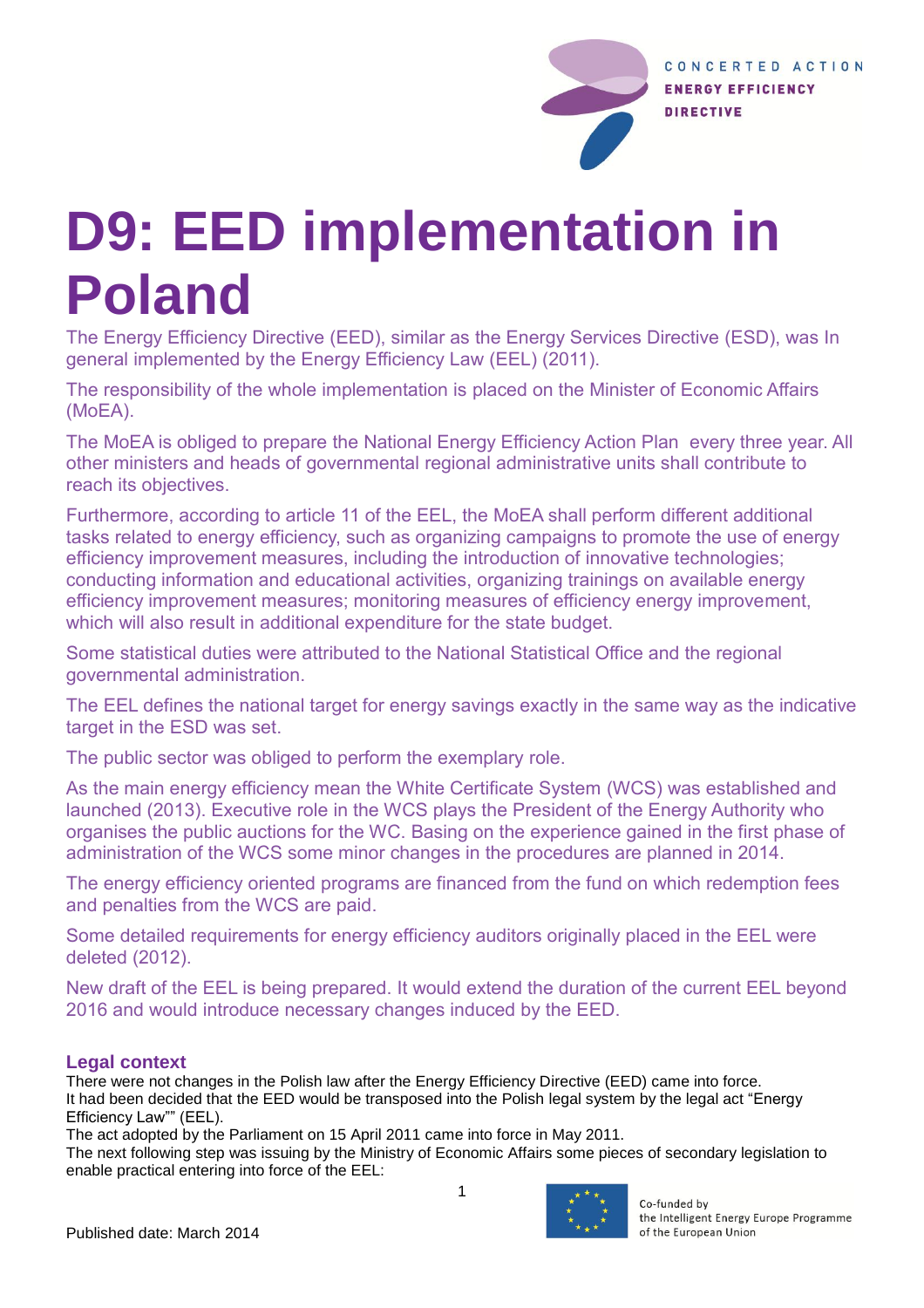# D9: EED implementation in Poland

The Energy Efficiency Directive (EED), similar as the Energy Services Directive (ESD), was In general implemented by the Energy Efficiency Law (EEL) (2011).

The responsibility of the whole implementation is placed on the Minister of Economic Affairs (MoEA).

The MoEA is obliged to prepare the National Energy Efficiency Action Plan every three year. All other ministers and heads of governmental regional administrative units shall contribute to reach its objectives.

Furthermore, according to article 11 of the EEL, the MoEA shall perform different additional tasks related to energy efficiency, such as organizing campaigns to promote the use of energy efficiency improvement measures, including the introduction of innovative technologies; conducting information and educational activities, organizing trainings on available energy efficiency improvement measures; monitoring measures of efficiency energy improvement, which will also result in additional expenditure for the state budget.

Some statistical duties were attributed to the National Statistical Office and the regional governmental administration.

The EEL defines the national target for energy savings exactly in the same way as the indicative target in the ESD was set.

The public sector was obliged to perform the exemplary role.

As the main energy efficiency mean the White Certificate System (WCS) was established and launched (2013). Executive role in the WCS plays the President of the Energy Authority who organises the public auctions for the WC. Basing on the experience gained in the first phase of administration of the WCS some minor changes in the procedures are planned in 2014.

The energy efficiency oriented programs are financed from the fund on which redemption fees and penalties from the WCS are paid.

Some detailed requirements for energy efficiency auditors originally placed in the EEL were deleted (2012).

New draft of the EEL is being prepared. It would extend the duration of the current EEL beyond 2016 and would introduce necessary changes induced by the EED.

## Legal context

There were not changes in the Polish law after the Energy Efficiency Directive (EED) came into force.
It had been decided that the EED would be transposed into the Polish legal system by the legal act "Energy Efficiency Law"" (EEL).
The act adopted by the Parliament on 15 April 2011 came into force in May 2011.
The next following step was issuing by the Ministry of Economic Affairs some pieces of secondary legislation to enable practical entering into force of the EEL: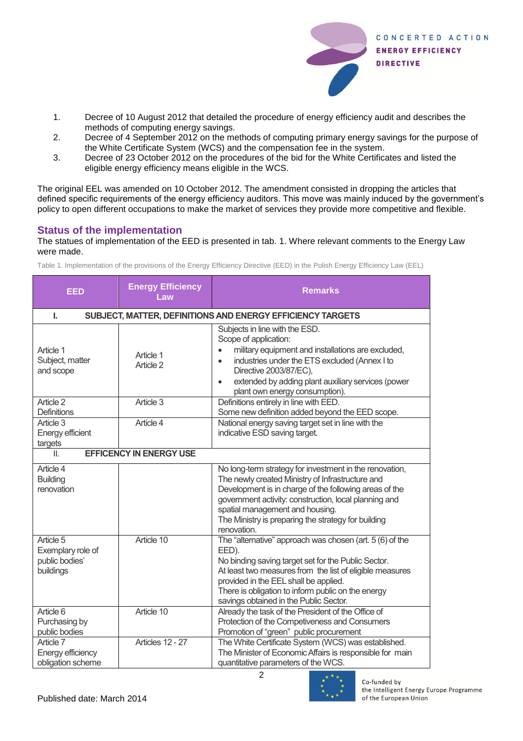1. Decree of 10 August 2012 that detailed the procedure of energy efficiency audit and describes the methods of computing energy savings.
2. Decree of 4 September 2012 on the methods of computing primary energy savings for the purpose of the White Certificate System (WCS) and the compensation fee in the system.
3. Decree of 23 October 2012 on the procedures of the bid for the White Certificates and listed the eligible energy efficiency means eligible in the WCS.

The original EEL was amended on 10 October 2012. The amendment consisted in dropping the articles that defined specific requirements of the energy efficiency auditors. This move was mainly induced by the government's policy to open different occupations to make the market of services they provide more competitive and flexible.

## Status of the implementation

The statues of implementation of the EED is presented in tab. 1. Where relevant comments to the Energy Law were made.

Table 1. Implementation of the provisions of the Energy Efficiency Directive (EED) in the Polish Energy Efficiency Law (EEL)

| EED | Energy Efficiency Law | Remarks |
|---|---|---|
| **I. SUBJECT, MATTER, DEFINITIONS AND ENERGY EFFICIENCY TARGETS** | | |
| Article 1 Subject, matter and scope | Article 1 Article 2 | Subjects in line with the ESD. Scope of application: • military equipment and installations are excluded, • industries under the ETS excluded (Annex I to Directive 2003/87/EC), • extended by adding plant auxiliary services (power plant own energy consumption). |
| Article 2 Definitions | Article 3 | Definitions entirely in line with EED. Some new definition added beyond the EED scope. |
| Article 3 Energy efficient targets | Article 4 | National energy saving target set in line with the indicative ESD saving target. |
| **II. EFFICENCY IN ENERGY USE** | | |
| Article 4 Building renovation | | No long-term strategy for investment in the renovation, The newly created Ministry of Infrastructure and Development is in charge of the following areas of the government activity: construction, local planning and spatial management and housing. The Ministry is preparing the strategy for building renovation. |
| Article 5 Exemplary role of public bodies' buildings | Article 10 | The "alternative" approach was chosen (art. 5 (6) of the EED). No binding saving target set for the Public Sector. At least two measures from the list of eligible measures provided in the EEL shall be applied. There is obligation to inform public on the energy savings obtained in the Public Sector. |
| Article 6 Purchasing by public bodies | Article 10 | Already the task of the President of the Office of Protection of the Competiveness and Consumers Promotion of "green" public procurement |
| Article 7 Energy efficiency obligation scheme | Articles 12 - 27 | The White Certificate System (WCS) was established. The Minister of Economic Affairs is responsible for main quantitative parameters of the WCS. |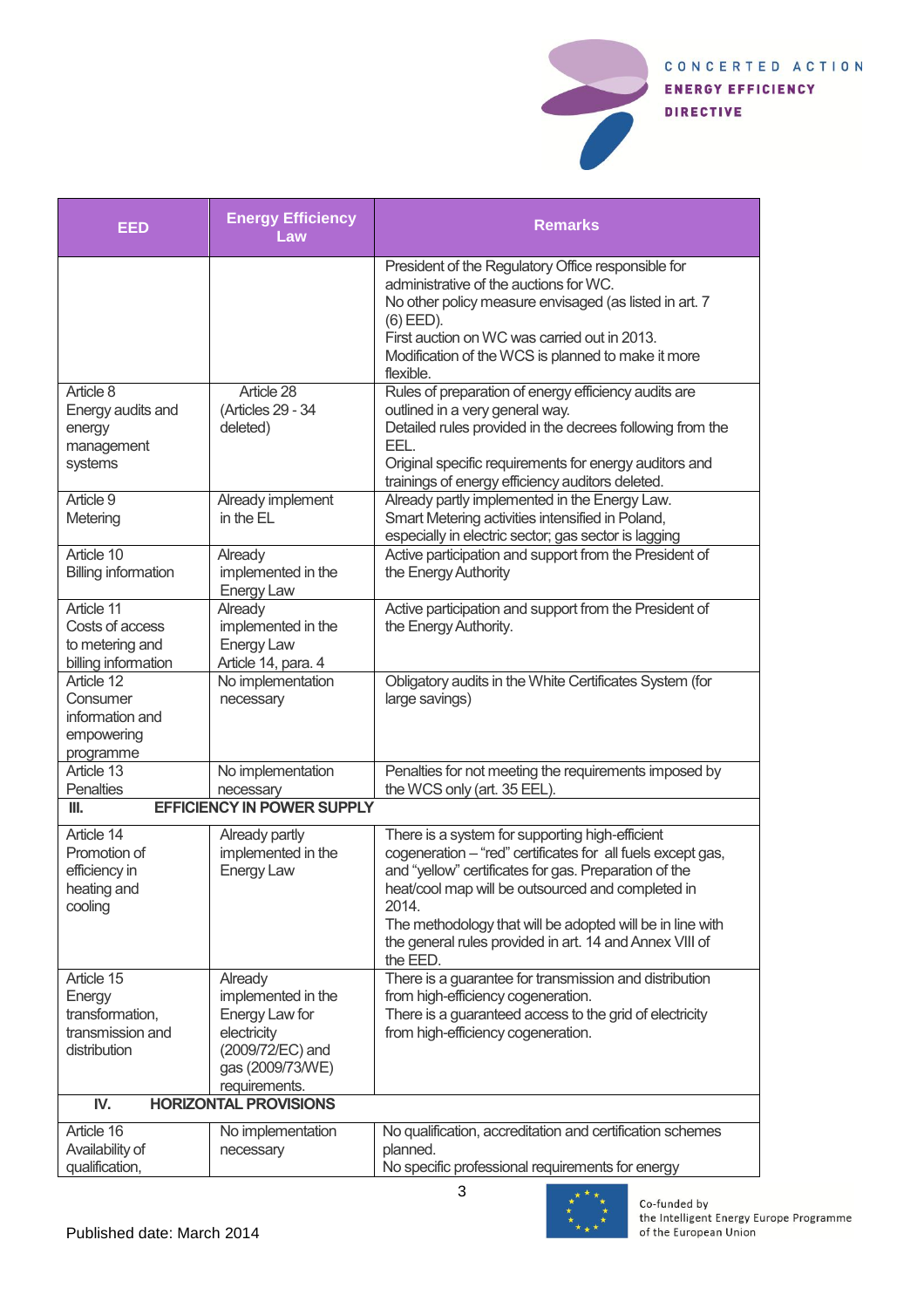| EED | Energy Efficiency Law | Remarks |
|---|---|---|
| | | President of the Regulatory Office responsible for administrative of the auctions for WC. No other policy measure envisaged (as listed in art. 7 (6) EED). First auction on WC was carried out in 2013. Modification of the WCS is planned to make it more flexible. |
| Article 8 Energy audits and energy management systems | Article 28 (Articles 29 - 34 deleted) | Rules of preparation of energy efficiency audits are outlined in a very general way. Detailed rules provided in the decrees following from the EEL. Original specific requirements for energy auditors and trainings of energy efficiency auditors deleted. |
| Article 9 Metering | Already implement in the EL | Already partly implemented in the Energy Law. Smart Metering activities intensified in Poland, especially in electric sector; gas sector is lagging |
| Article 10 Billing information | Already implemented in the Energy Law | Active participation and support from the President of the Energy Authority |
| Article 11 Costs of access to metering and billing information | Already implemented in the Energy Law Article 14, para. 4 | Active participation and support from the President of the Energy Authority. |
| Article 12 Consumer information and empowering programme | No implementation necessary | Obligatory audits in the White Certificates System (for large savings) |
| Article 13 Penalties | No implementation necessary | Penalties for not meeting the requirements imposed by the WCS only (art. 35 EEL). |
| **III. EFFICIENCY IN POWER SUPPLY** | | |
| Article 14 Promotion of efficiency in heating and cooling | Already partly implemented in the Energy Law | There is a system for supporting high-efficient cogeneration – "red" certificates for all fuels except gas, and "yellow" certificates for gas. Preparation of the heat/cool map will be outsourced and completed in 2014. The methodology that will be adopted will be in line with the general rules provided in art. 14 and Annex VIII of the EED. |
| Article 15 Energy transformation, transmission and distribution | Already implemented in the Energy Law for electricity (2009/72/EC) and gas (2009/73/WE) requirements. | There is a guarantee for transmission and distribution from high-efficiency cogeneration. There is a guaranteed access to the grid of electricity from high-efficiency cogeneration. |
| **IV. HORIZONTAL PROVISIONS** | | |
| Article 16 Availability of qualification, | No implementation necessary | No qualification, accreditation and certification schemes planned. No specific professional requirements for energy |

Published date: March 2014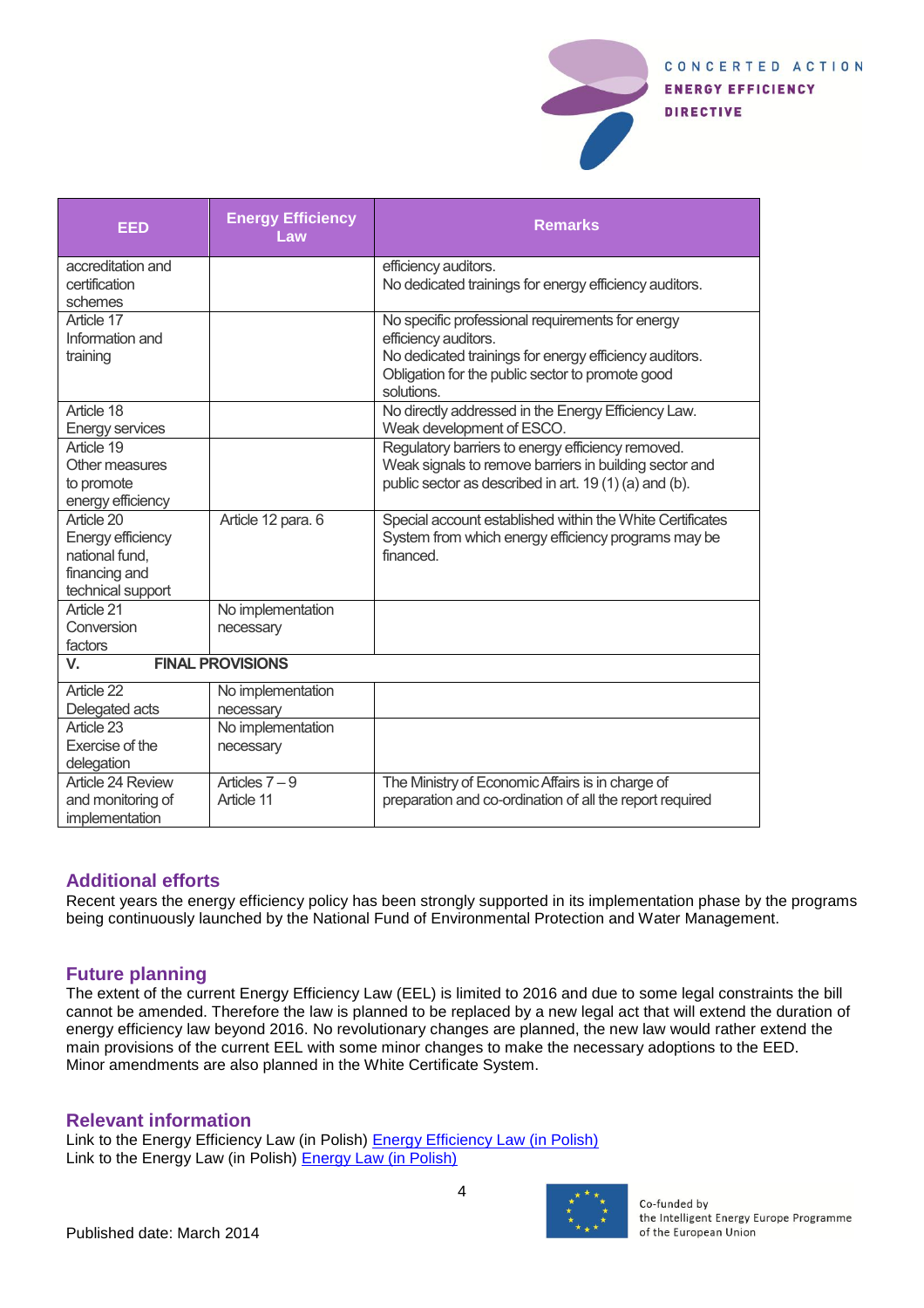| EED | Energy Efficiency Law | Remarks |
|---|---|---|
| accreditation and certification schemes | | efficiency auditors. No dedicated trainings for energy efficiency auditors. |
| Article 17 Information and training | | No specific professional requirements for energy efficiency auditors. No dedicated trainings for energy efficiency auditors. Obligation for the public sector to promote good solutions. |
| Article 18 Energy services | | No directly addressed in the Energy Efficiency Law. Weak development of ESCO. |
| Article 19 Other measures to promote energy efficiency | | Regulatory barriers to energy efficiency removed. Weak signals to remove barriers in building sector and public sector as described in art. 19 (1) (a) and (b). |
| Article 20 Energy efficiency national fund, financing and technical support | Article 12 para. 6 | Special account established within the White Certificates System from which energy efficiency programs may be financed. |
| Article 21 Conversion factors | No implementation necessary | |
| **V. FINAL PROVISIONS** | | |
| Article 22 Delegated acts | No implementation necessary | |
| Article 23 Exercise of the delegation | No implementation necessary | |
| Article 24 Review and monitoring of implementation | Articles 7 – 9 Article 11 | The Ministry of Economic Affairs is in charge of preparation and co-ordination of all the report required |

## Additional efforts

Recent years the energy efficiency policy has been strongly supported in its implementation phase by the programs being continuously launched by the National Fund of Environmental Protection and Water Management.

## Future planning

The extent of the current Energy Efficiency Law (EEL) is limited to 2016 and due to some legal constraints the bill cannot be amended. Therefore the law is planned to be replaced by a new legal act that will extend the duration of energy efficiency law beyond 2016. No revolutionary changes are planned, the new law would rather extend the main provisions of the current EEL with some minor changes to make the necessary adoptions to the EED. Minor amendments are also planned in the White Certificate System.

## Relevant information

Link to the Energy Efficiency Law (in Polish) Energy Efficiency Law (in Polish)
Link to the Energy Law (in Polish) Energy Law (in Polish)

Published date: March 2014